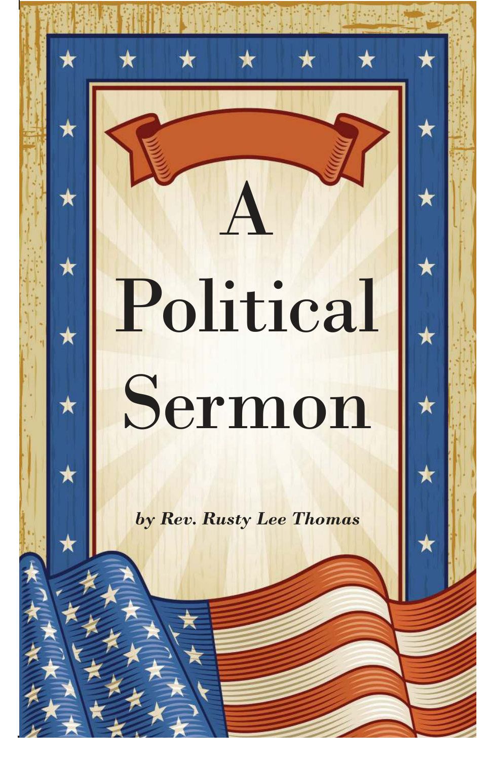# A Political Sermon

***by Rev. Rusty Lee Thomas***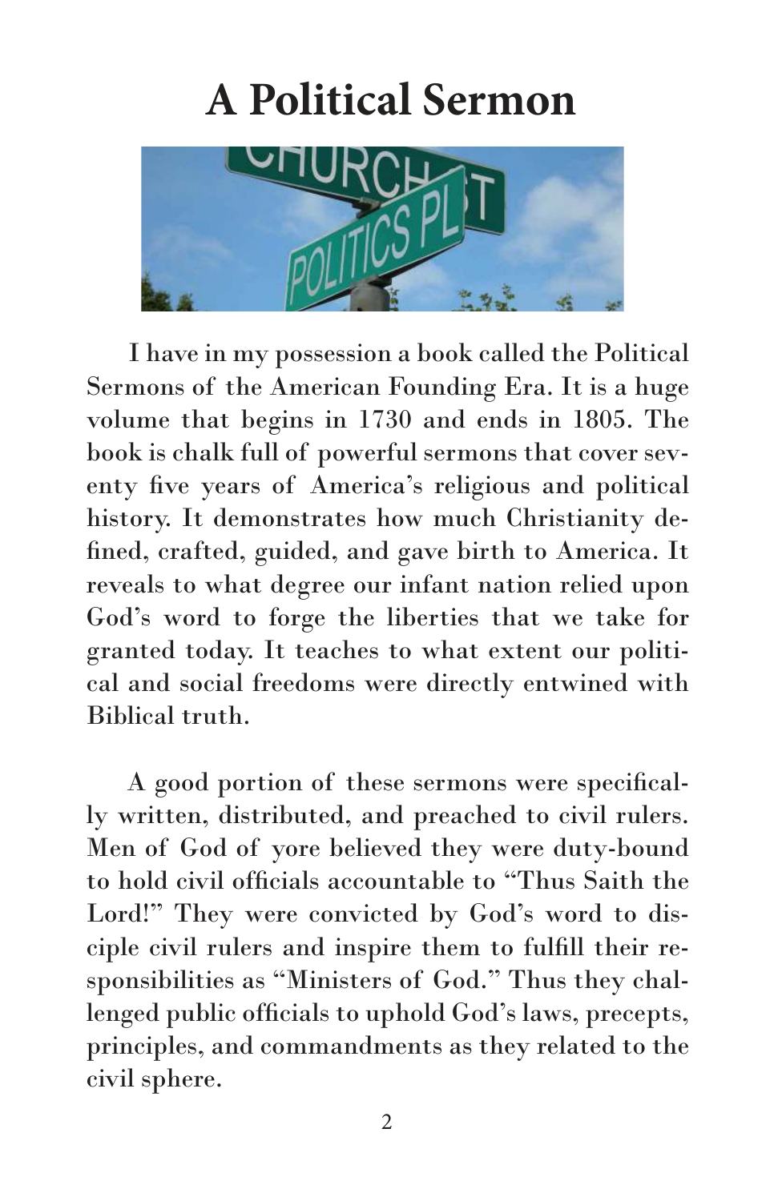# A Political Sermon

I have in my possession a book called the Political Sermons of the American Founding Era. It is a huge volume that begins in 1730 and ends in 1805. The book is chalk full of powerful sermons that cover seventy five years of America's religious and political history. It demonstrates how much Christianity defined, crafted, guided, and gave birth to America. It reveals to what degree our infant nation relied upon God's word to forge the liberties that we take for granted today. It teaches to what extent our political and social freedoms were directly entwined with Biblical truth.

A good portion of these sermons were specifically written, distributed, and preached to civil rulers. Men of God of yore believed they were duty-bound to hold civil officials accountable to "Thus Saith the Lord!" They were convicted by God's word to disciple civil rulers and inspire them to fulfill their responsibilities as "Ministers of God." Thus they challenged public officials to uphold God's laws, precepts, principles, and commandments as they related to the civil sphere.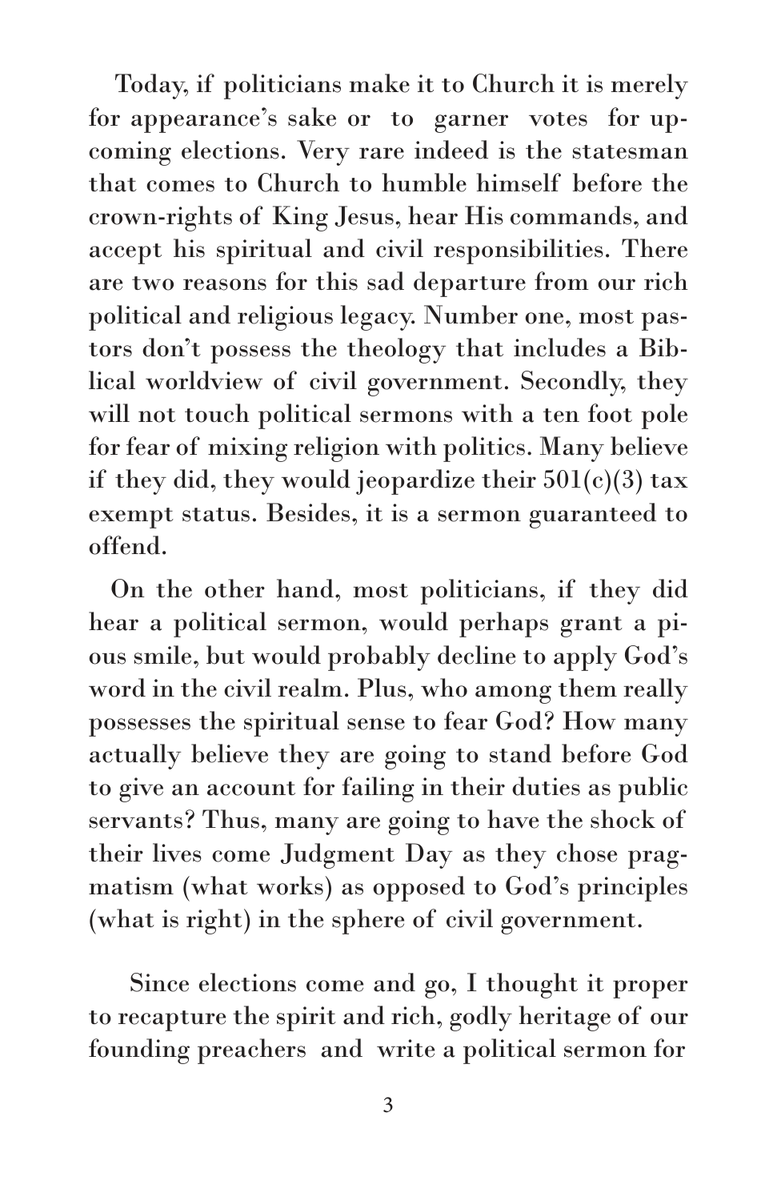Today, if politicians make it to Church it is merely for appearance's sake or to garner votes for upcoming elections. Very rare indeed is the statesman that comes to Church to humble himself before the crown-rights of King Jesus, hear His commands, and accept his spiritual and civil responsibilities. There are two reasons for this sad departure from our rich political and religious legacy. Number one, most pastors don't possess the theology that includes a Biblical worldview of civil government. Secondly, they will not touch political sermons with a ten foot pole for fear of mixing religion with politics. Many believe if they did, they would jeopardize their 501(c)(3) tax exempt status. Besides, it is a sermon guaranteed to offend.

On the other hand, most politicians, if they did hear a political sermon, would perhaps grant a pious smile, but would probably decline to apply God's word in the civil realm. Plus, who among them really possesses the spiritual sense to fear God? How many actually believe they are going to stand before God to give an account for failing in their duties as public servants? Thus, many are going to have the shock of their lives come Judgment Day as they chose pragmatism (what works) as opposed to God's principles (what is right) in the sphere of civil government.

Since elections come and go, I thought it proper to recapture the spirit and rich, godly heritage of our founding preachers and write a political sermon for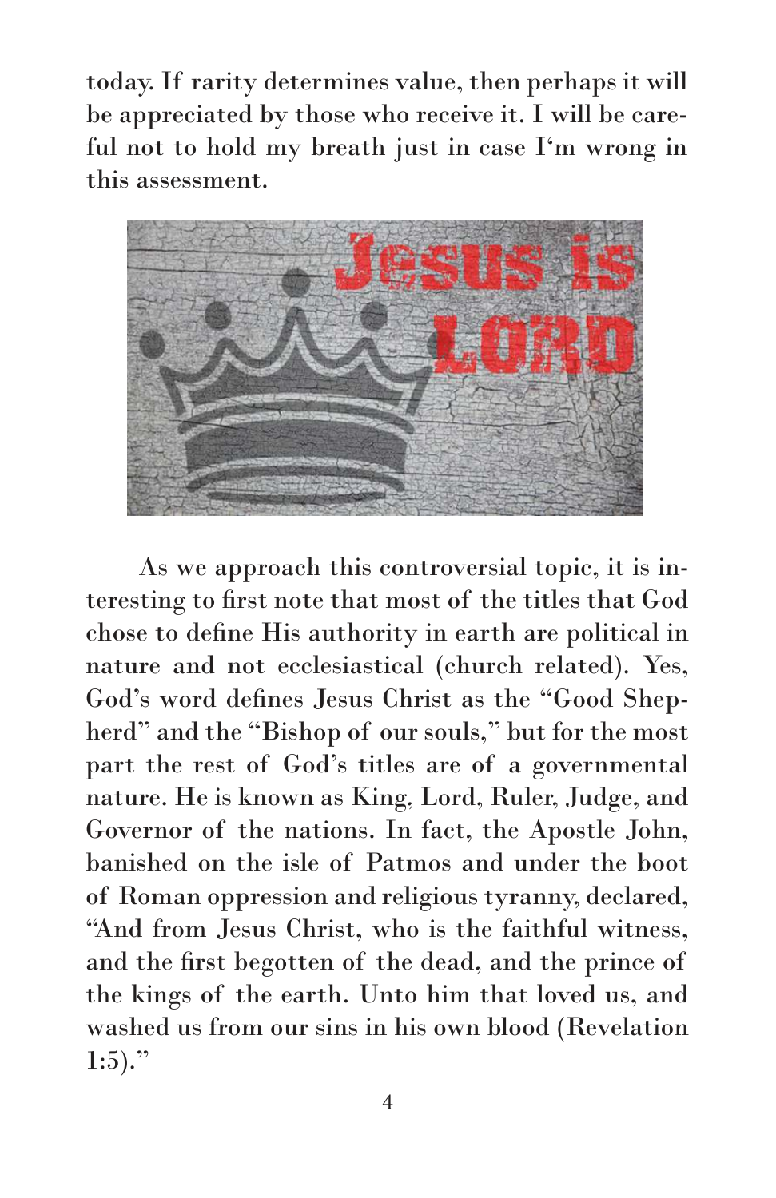today. If rarity determines value, then perhaps it will be appreciated by those who receive it. I will be careful not to hold my breath just in case I'm wrong in this assessment.

As we approach this controversial topic, it is interesting to first note that most of the titles that God chose to define His authority in earth are political in nature and not ecclesiastical (church related). Yes, God's word defines Jesus Christ as the "Good Shepherd" and the "Bishop of our souls," but for the most part the rest of God's titles are of a governmental nature. He is known as King, Lord, Ruler, Judge, and Governor of the nations. In fact, the Apostle John, banished on the isle of Patmos and under the boot of Roman oppression and religious tyranny, declared, "And from Jesus Christ, who is the faithful witness, and the first begotten of the dead, and the prince of the kings of the earth. Unto him that loved us, and washed us from our sins in his own blood (Revelation 1:5)."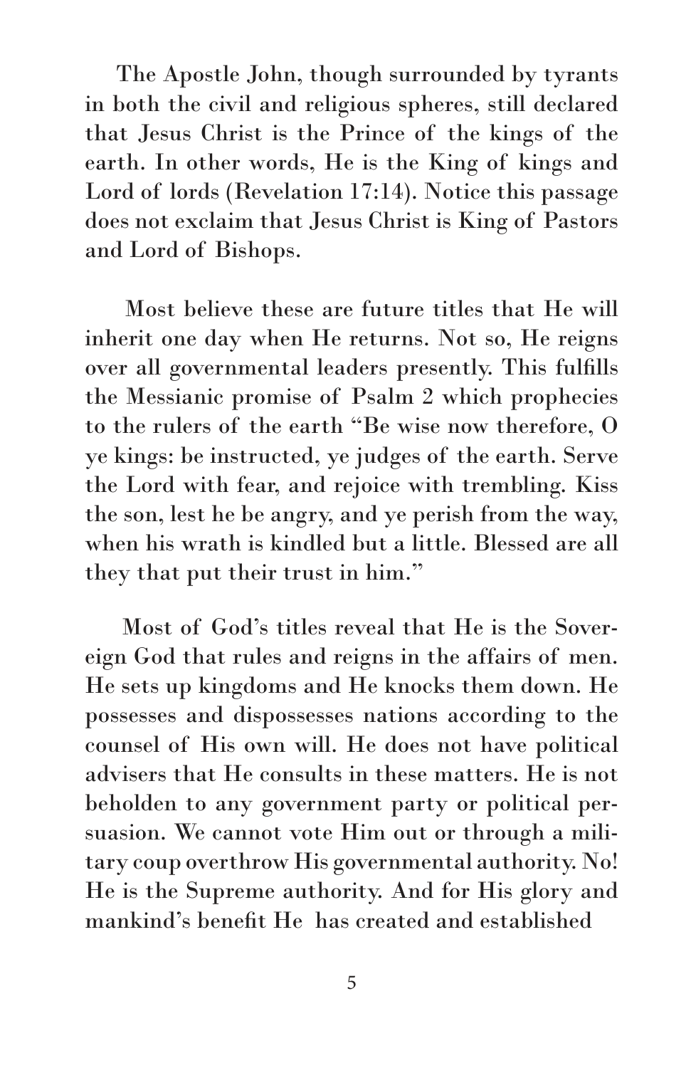The Apostle John, though surrounded by tyrants in both the civil and religious spheres, still declared that Jesus Christ is the Prince of the kings of the earth. In other words, He is the King of kings and Lord of lords (Revelation 17:14). Notice this passage does not exclaim that Jesus Christ is King of Pastors and Lord of Bishops.

Most believe these are future titles that He will inherit one day when He returns. Not so, He reigns over all governmental leaders presently. This fulfills the Messianic promise of Psalm 2 which prophecies to the rulers of the earth "Be wise now therefore, O ye kings: be instructed, ye judges of the earth. Serve the Lord with fear, and rejoice with trembling. Kiss the son, lest he be angry, and ye perish from the way, when his wrath is kindled but a little. Blessed are all they that put their trust in him."

Most of God's titles reveal that He is the Sovereign God that rules and reigns in the affairs of men. He sets up kingdoms and He knocks them down. He possesses and dispossesses nations according to the counsel of His own will. He does not have political advisers that He consults in these matters. He is not beholden to any government party or political persuasion. We cannot vote Him out or through a military coup overthrow His governmental authority. No! He is the Supreme authority. And for His glory and mankind's benefit He has created and established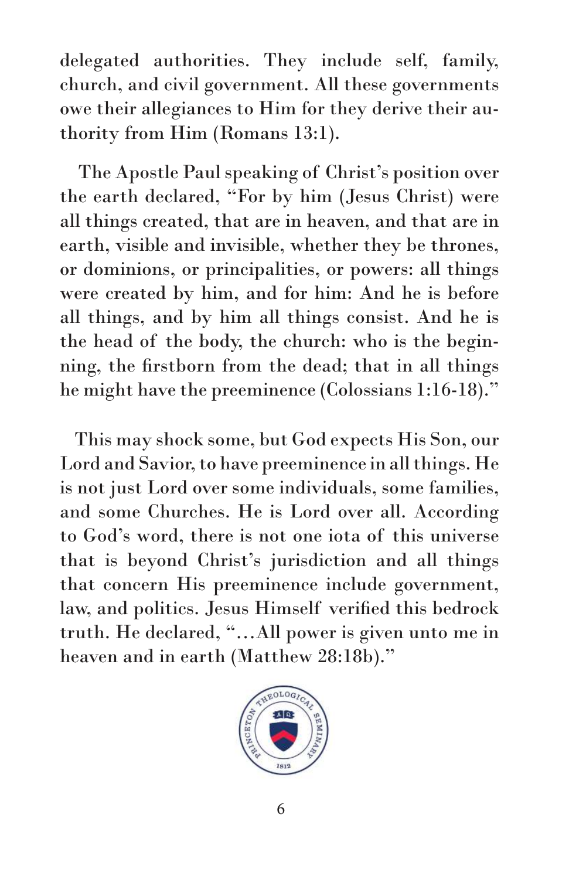delegated authorities. They include self, family, church, and civil government. All these governments owe their allegiances to Him for they derive their authority from Him (Romans 13:1).

The Apostle Paul speaking of Christ's position over the earth declared, "For by him (Jesus Christ) were all things created, that are in heaven, and that are in earth, visible and invisible, whether they be thrones, or dominions, or principalities, or powers: all things were created by him, and for him: And he is before all things, and by him all things consist. And he is the head of the body, the church: who is the beginning, the firstborn from the dead; that in all things he might have the preeminence (Colossians 1:16-18)."

This may shock some, but God expects His Son, our Lord and Savior, to have preeminence in all things. He is not just Lord over some individuals, some families, and some Churches. He is Lord over all. According to God's word, there is not one iota of this universe that is beyond Christ's jurisdiction and all things that concern His preeminence include government, law, and politics. Jesus Himself verified this bedrock truth. He declared, "...All power is given unto me in heaven and in earth (Matthew 28:18b)."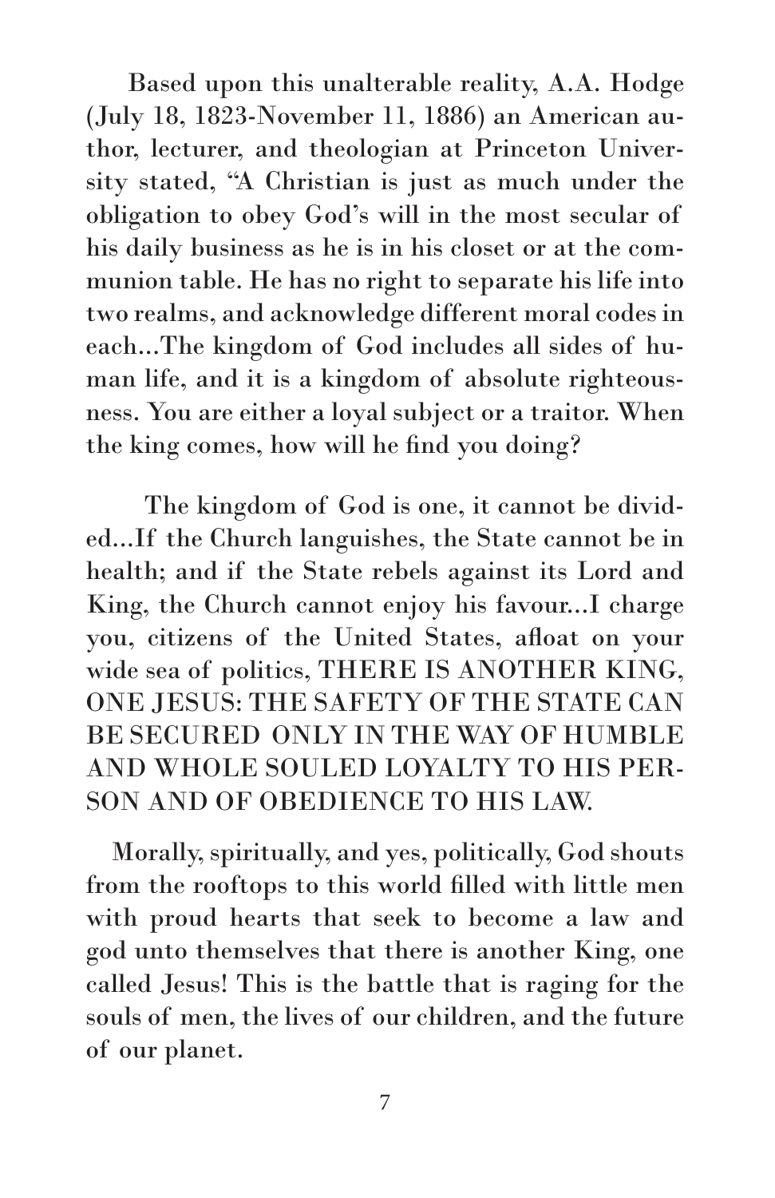Based upon this unalterable reality, A.A. Hodge (July 18, 1823-November 11, 1886) an American author, lecturer, and theologian at Princeton University stated, "A Christian is just as much under the obligation to obey God's will in the most secular of his daily business as he is in his closet or at the communion table. He has no right to separate his life into two realms, and acknowledge different moral codes in each...The kingdom of God includes all sides of human life, and it is a kingdom of absolute righteousness. You are either a loyal subject or a traitor. When the king comes, how will he find you doing?

The kingdom of God is one, it cannot be divided...If the Church languishes, the State cannot be in health; and if the State rebels against its Lord and King, the Church cannot enjoy his favour...I charge you, citizens of the United States, afloat on your wide sea of politics, THERE IS ANOTHER KING, ONE JESUS: THE SAFETY OF THE STATE CAN BE SECURED ONLY IN THE WAY OF HUMBLE AND WHOLE SOULED LOYALTY TO HIS PERSON AND OF OBEDIENCE TO HIS LAW.

Morally, spiritually, and yes, politically, God shouts from the rooftops to this world filled with little men with proud hearts that seek to become a law and god unto themselves that there is another King, one called Jesus! This is the battle that is raging for the souls of men, the lives of our children, and the future of our planet.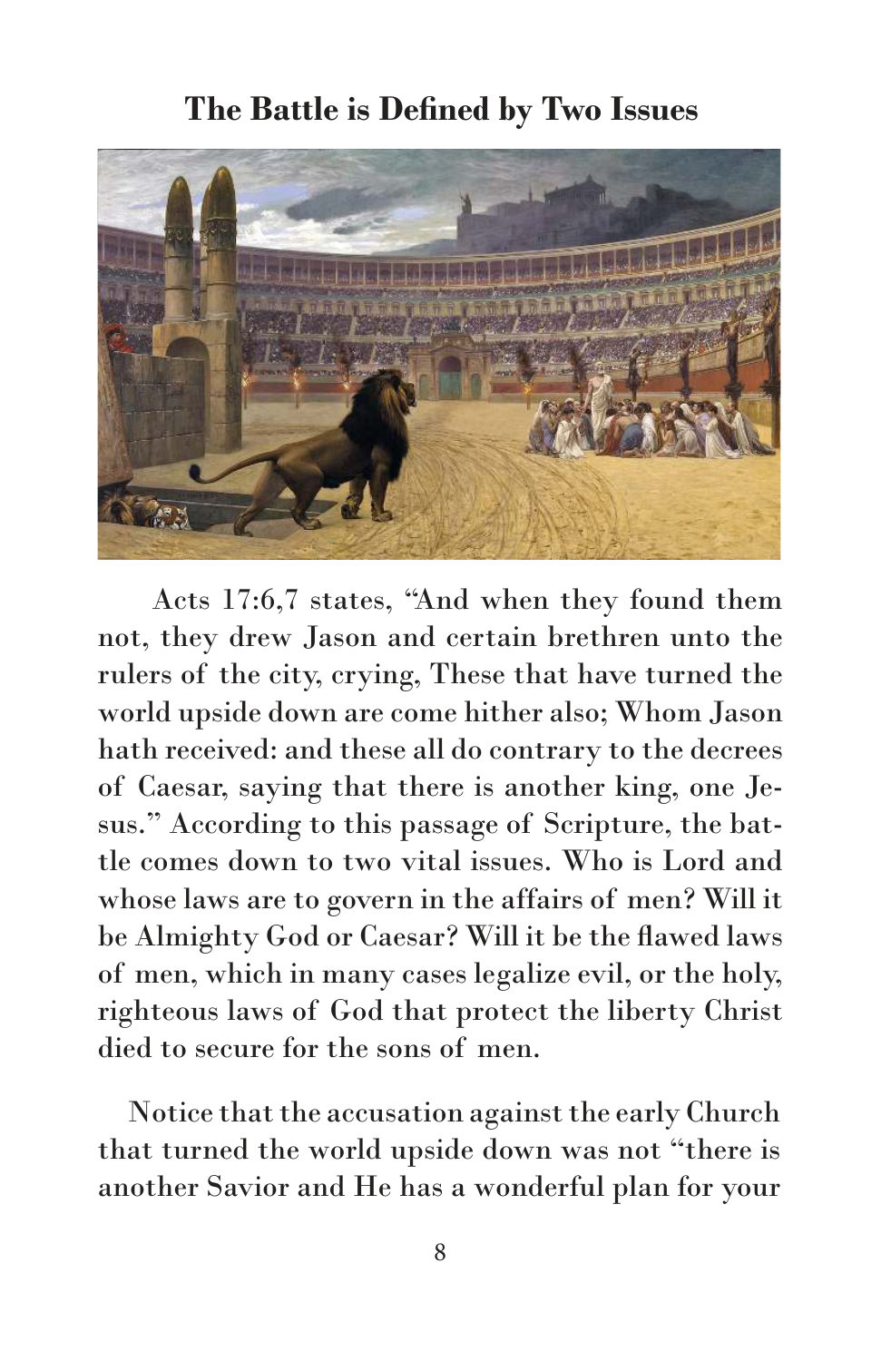## The Battle is Defined by Two Issues

Acts 17:6,7 states, "And when they found them not, they drew Jason and certain brethren unto the rulers of the city, crying, These that have turned the world upside down are come hither also; Whom Jason hath received: and these all do contrary to the decrees of Caesar, saying that there is another king, one Jesus." According to this passage of Scripture, the battle comes down to two vital issues. Who is Lord and whose laws are to govern in the affairs of men? Will it be Almighty God or Caesar? Will it be the flawed laws of men, which in many cases legalize evil, or the holy, righteous laws of God that protect the liberty Christ died to secure for the sons of men.

Notice that the accusation against the early Church that turned the world upside down was not "there is another Savior and He has a wonderful plan for your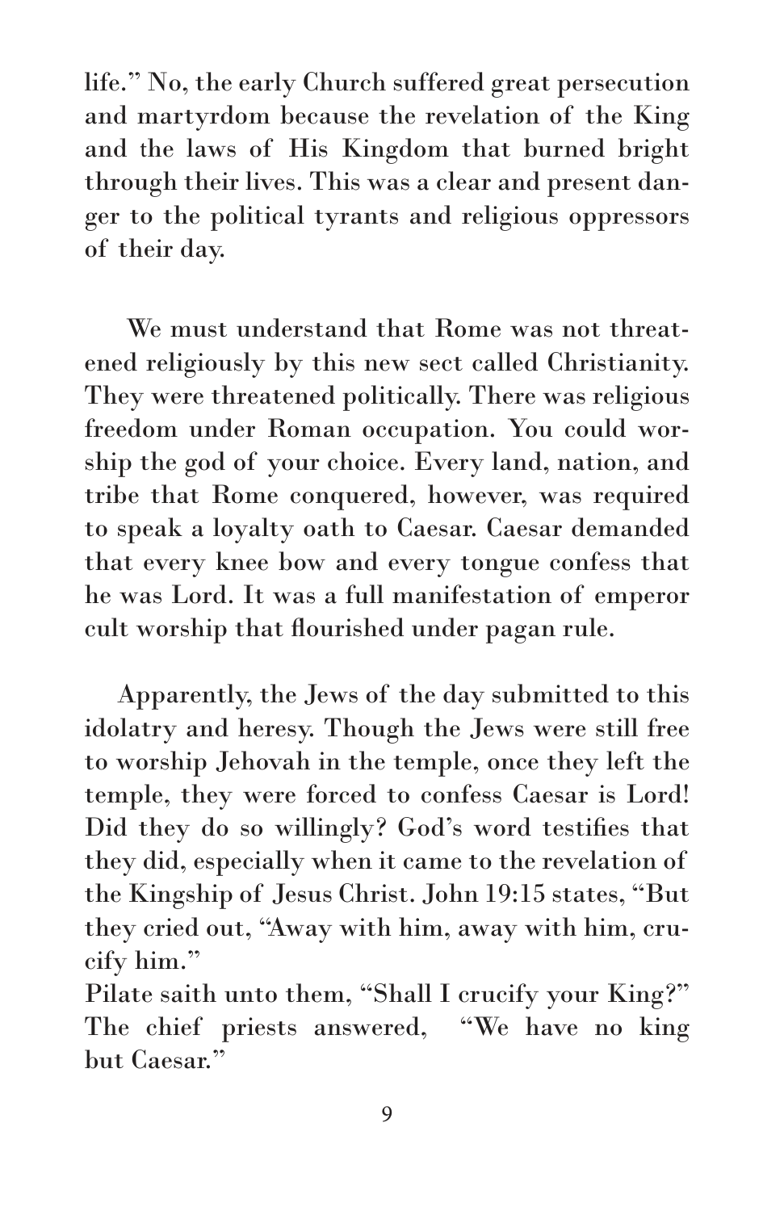life." No, the early Church suffered great persecution and martyrdom because the revelation of the King and the laws of His Kingdom that burned bright through their lives. This was a clear and present danger to the political tyrants and religious oppressors of their day.

We must understand that Rome was not threatened religiously by this new sect called Christianity. They were threatened politically. There was religious freedom under Roman occupation. You could worship the god of your choice. Every land, nation, and tribe that Rome conquered, however, was required to speak a loyalty oath to Caesar. Caesar demanded that every knee bow and every tongue confess that he was Lord. It was a full manifestation of emperor cult worship that flourished under pagan rule.

Apparently, the Jews of the day submitted to this idolatry and heresy. Though the Jews were still free to worship Jehovah in the temple, once they left the temple, they were forced to confess Caesar is Lord! Did they do so willingly? God's word testifies that they did, especially when it came to the revelation of the Kingship of Jesus Christ. John 19:15 states, "But they cried out, "Away with him, away with him, crucify him."

Pilate saith unto them, "Shall I crucify your King?" The chief priests answered, "We have no king but Caesar."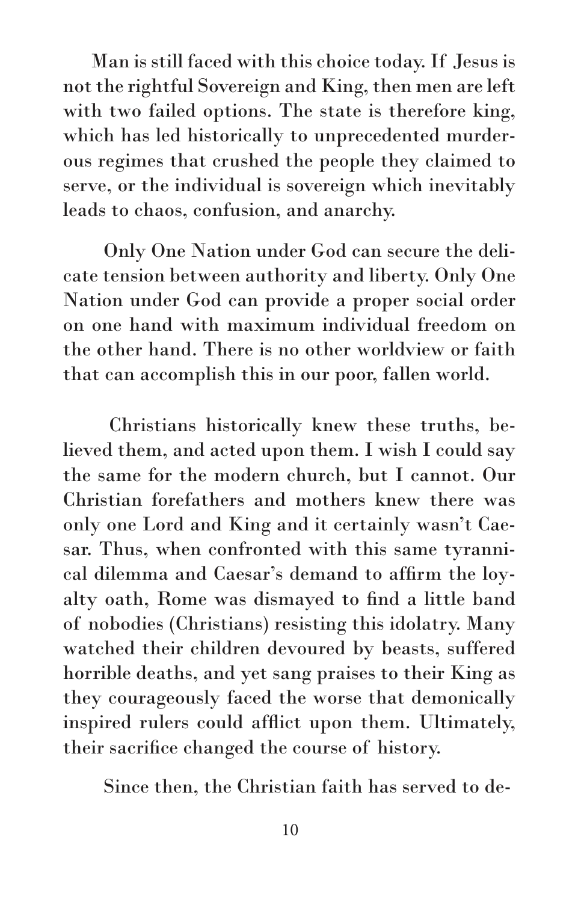Man is still faced with this choice today. If Jesus is not the rightful Sovereign and King, then men are left with two failed options. The state is therefore king, which has led historically to unprecedented murderous regimes that crushed the people they claimed to serve, or the individual is sovereign which inevitably leads to chaos, confusion, and anarchy.

Only One Nation under God can secure the delicate tension between authority and liberty. Only One Nation under God can provide a proper social order on one hand with maximum individual freedom on the other hand. There is no other worldview or faith that can accomplish this in our poor, fallen world.

Christians historically knew these truths, believed them, and acted upon them. I wish I could say the same for the modern church, but I cannot. Our Christian forefathers and mothers knew there was only one Lord and King and it certainly wasn't Caesar. Thus, when confronted with this same tyrannical dilemma and Caesar's demand to affirm the loyalty oath, Rome was dismayed to find a little band of nobodies (Christians) resisting this idolatry. Many watched their children devoured by beasts, suffered horrible deaths, and yet sang praises to their King as they courageously faced the worse that demonically inspired rulers could afflict upon them. Ultimately, their sacrifice changed the course of history.

Since then, the Christian faith has served to de-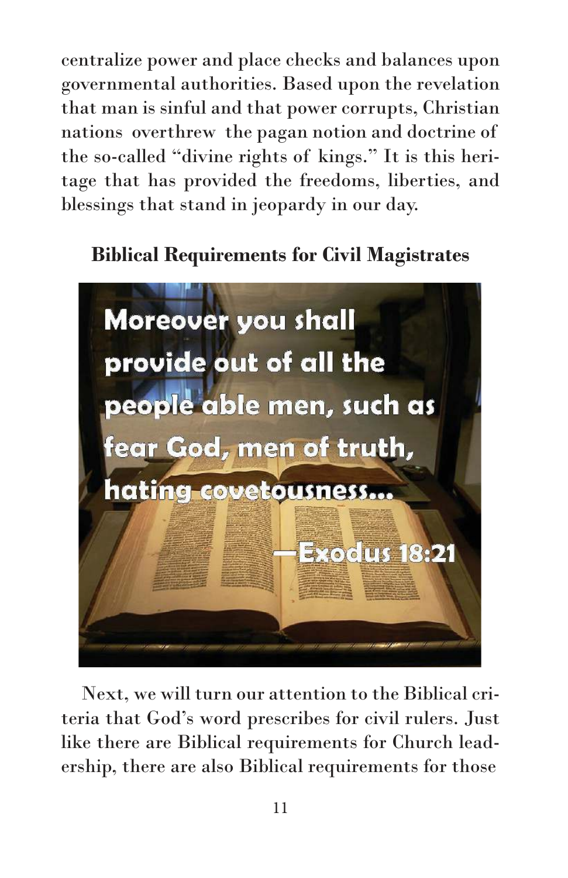centralize power and place checks and balances upon governmental authorities. Based upon the revelation that man is sinful and that power corrupts, Christian nations overthrew the pagan notion and doctrine of the so-called "divine rights of kings." It is this heritage that has provided the freedoms, liberties, and blessings that stand in jeopardy in our day.

## Biblical Requirements for Civil Magistrates

Moreover you shall provide out of all the people able men, such as fear God, men of truth, hating covetousness...

—Exodus 18:21

Next, we will turn our attention to the Biblical criteria that God's word prescribes for civil rulers. Just like there are Biblical requirements for Church leadership, there are also Biblical requirements for those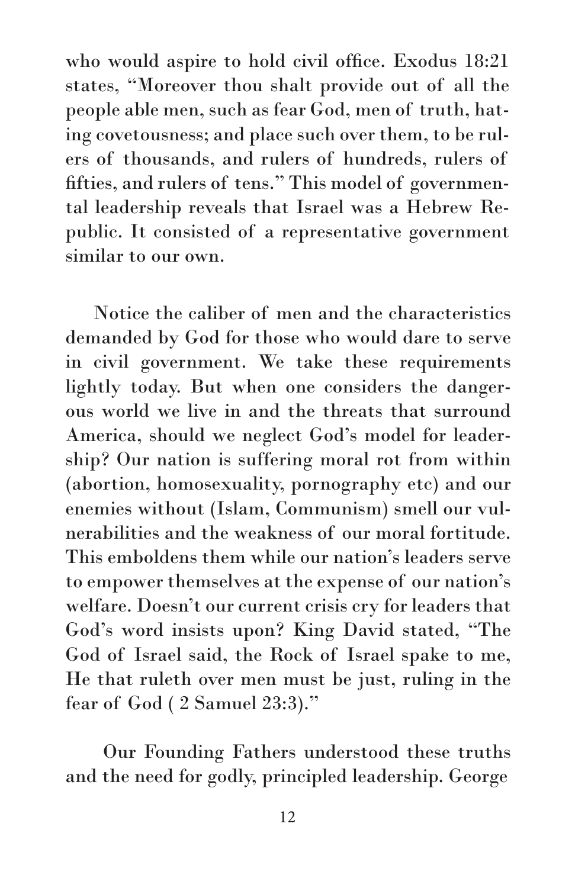who would aspire to hold civil office. Exodus 18:21 states, "Moreover thou shalt provide out of all the people able men, such as fear God, men of truth, hating covetousness; and place such over them, to be rulers of thousands, and rulers of hundreds, rulers of fifties, and rulers of tens." This model of governmental leadership reveals that Israel was a Hebrew Republic. It consisted of a representative government similar to our own.

Notice the caliber of men and the characteristics demanded by God for those who would dare to serve in civil government. We take these requirements lightly today. But when one considers the dangerous world we live in and the threats that surround America, should we neglect God's model for leadership? Our nation is suffering moral rot from within (abortion, homosexuality, pornography etc) and our enemies without (Islam, Communism) smell our vulnerabilities and the weakness of our moral fortitude. This emboldens them while our nation's leaders serve to empower themselves at the expense of our nation's welfare. Doesn't our current crisis cry for leaders that God's word insists upon? King David stated, "The God of Israel said, the Rock of Israel spake to me, He that ruleth over men must be just, ruling in the fear of God ( 2 Samuel 23:3)."

Our Founding Fathers understood these truths and the need for godly, principled leadership. George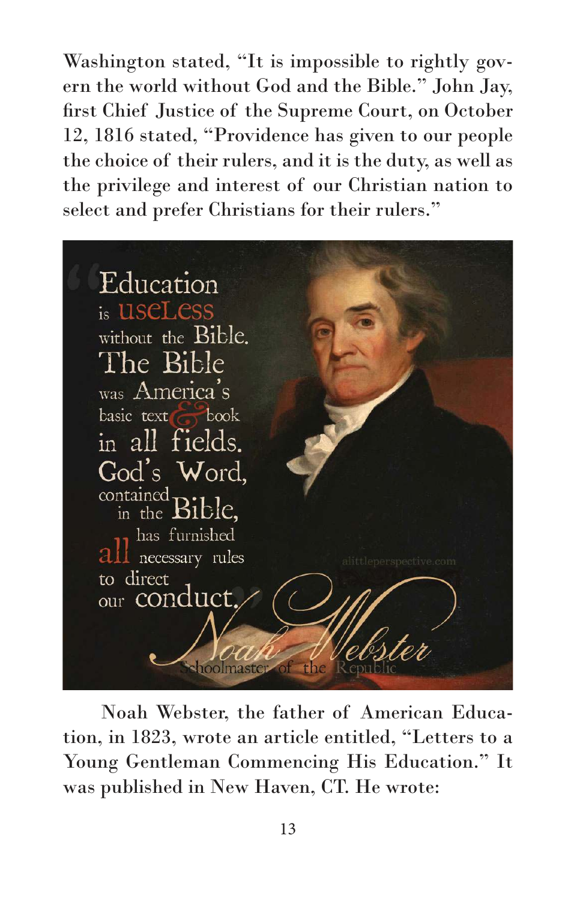Washington stated, "It is impossible to rightly govern the world without God and the Bible." John Jay, first Chief Justice of the Supreme Court, on October 12, 1816 stated, "Providence has given to our people the choice of their rulers, and it is the duty, as well as the privilege and interest of our Christian nation to select and prefer Christians for their rulers."

> "Education is useless without the Bible. The Bible was America's basic text & book in all fields. God's Word, contained in the Bible, has furnished all necessary rules to direct our conduct."
>
> Noah Webster
> Schoolmaster of the Republic

Noah Webster, the father of American Education, in 1823, wrote an article entitled, "Letters to a Young Gentleman Commencing His Education." It was published in New Haven, CT. He wrote: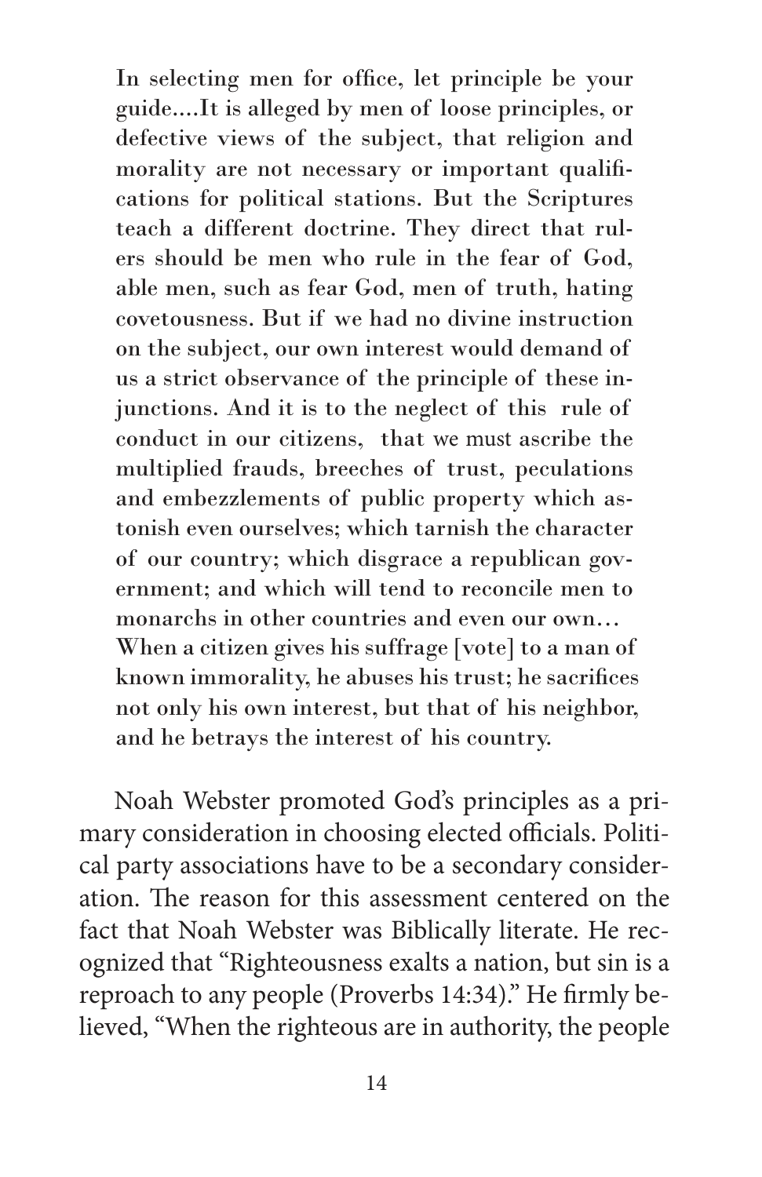> In selecting men for office, let principle be your guide....It is alleged by men of loose principles, or defective views of the subject, that religion and morality are not necessary or important qualifications for political stations. But the Scriptures teach a different doctrine. They direct that rulers should be men who rule in the fear of God, able men, such as fear God, men of truth, hating covetousness. But if we had no divine instruction on the subject, our own interest would demand of us a strict observance of the principle of these injunctions. And it is to the neglect of this rule of conduct in our citizens, that we must ascribe the multiplied frauds, breeches of trust, peculations and embezzlements of public property which astonish even ourselves; which tarnish the character of our country; which disgrace a republican government; and which will tend to reconcile men to monarchs in other countries and even our own… When a citizen gives his suffrage [vote] to a man of known immorality, he abuses his trust; he sacrifices not only his own interest, but that of his neighbor, and he betrays the interest of his country.

Noah Webster promoted God's principles as a primary consideration in choosing elected officials. Political party associations have to be a secondary consideration. The reason for this assessment centered on the fact that Noah Webster was Biblically literate. He recognized that "Righteousness exalts a nation, but sin is a reproach to any people (Proverbs 14:34)." He firmly believed, "When the righteous are in authority, the people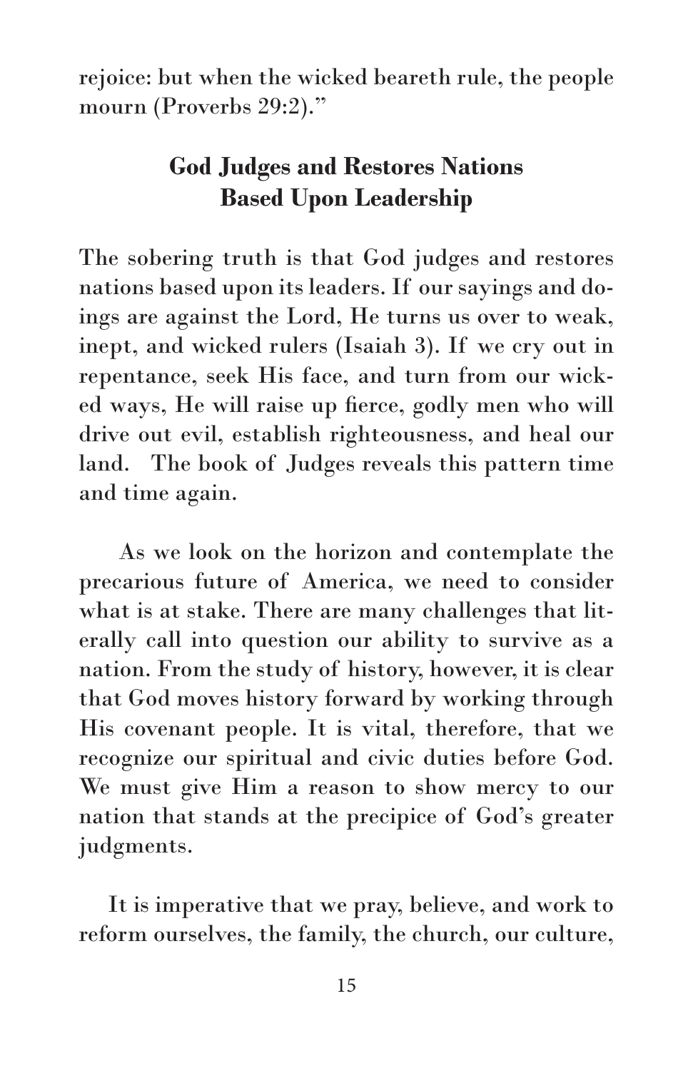rejoice: but when the wicked beareth rule, the people mourn (Proverbs 29:2)."

## God Judges and Restores Nations Based Upon Leadership

The sobering truth is that God judges and restores nations based upon its leaders. If our sayings and doings are against the Lord, He turns us over to weak, inept, and wicked rulers (Isaiah 3). If we cry out in repentance, seek His face, and turn from our wicked ways, He will raise up fierce, godly men who will drive out evil, establish righteousness, and heal our land. The book of Judges reveals this pattern time and time again.

As we look on the horizon and contemplate the precarious future of America, we need to consider what is at stake. There are many challenges that literally call into question our ability to survive as a nation. From the study of history, however, it is clear that God moves history forward by working through His covenant people. It is vital, therefore, that we recognize our spiritual and civic duties before God. We must give Him a reason to show mercy to our nation that stands at the precipice of God's greater judgments.

It is imperative that we pray, believe, and work to reform ourselves, the family, the church, our culture,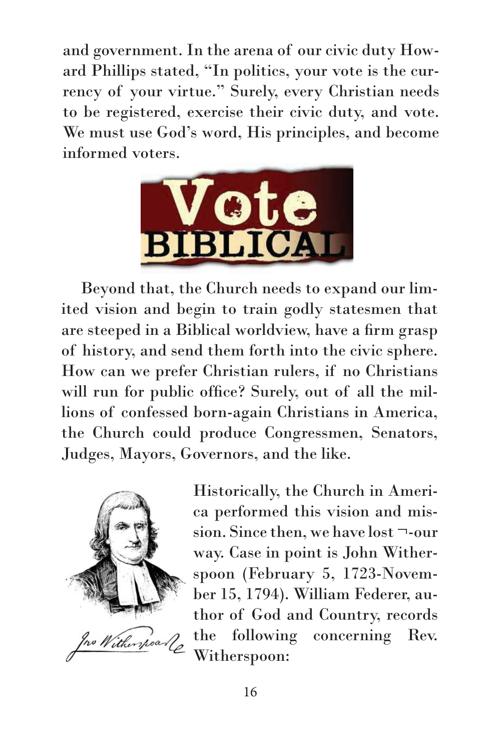and government. In the arena of our civic duty Howard Phillips stated, "In politics, your vote is the currency of your virtue." Surely, every Christian needs to be registered, exercise their civic duty, and vote. We must use God's word, His principles, and become informed voters.

Beyond that, the Church needs to expand our limited vision and begin to train godly statesmen that are steeped in a Biblical worldview, have a firm grasp of history, and send them forth into the civic sphere. How can we prefer Christian rulers, if no Christians will run for public office? Surely, out of all the millions of confessed born-again Christians in America, the Church could produce Congressmen, Senators, Judges, Mayors, Governors, and the like.

Historically, the Church in America performed this vision and mission. Since then, we have lost ¬-our way. Case in point is John Witherspoon (February 5, 1723-November 15, 1794). William Federer, author of God and Country, records the following concerning Rev. Witherspoon: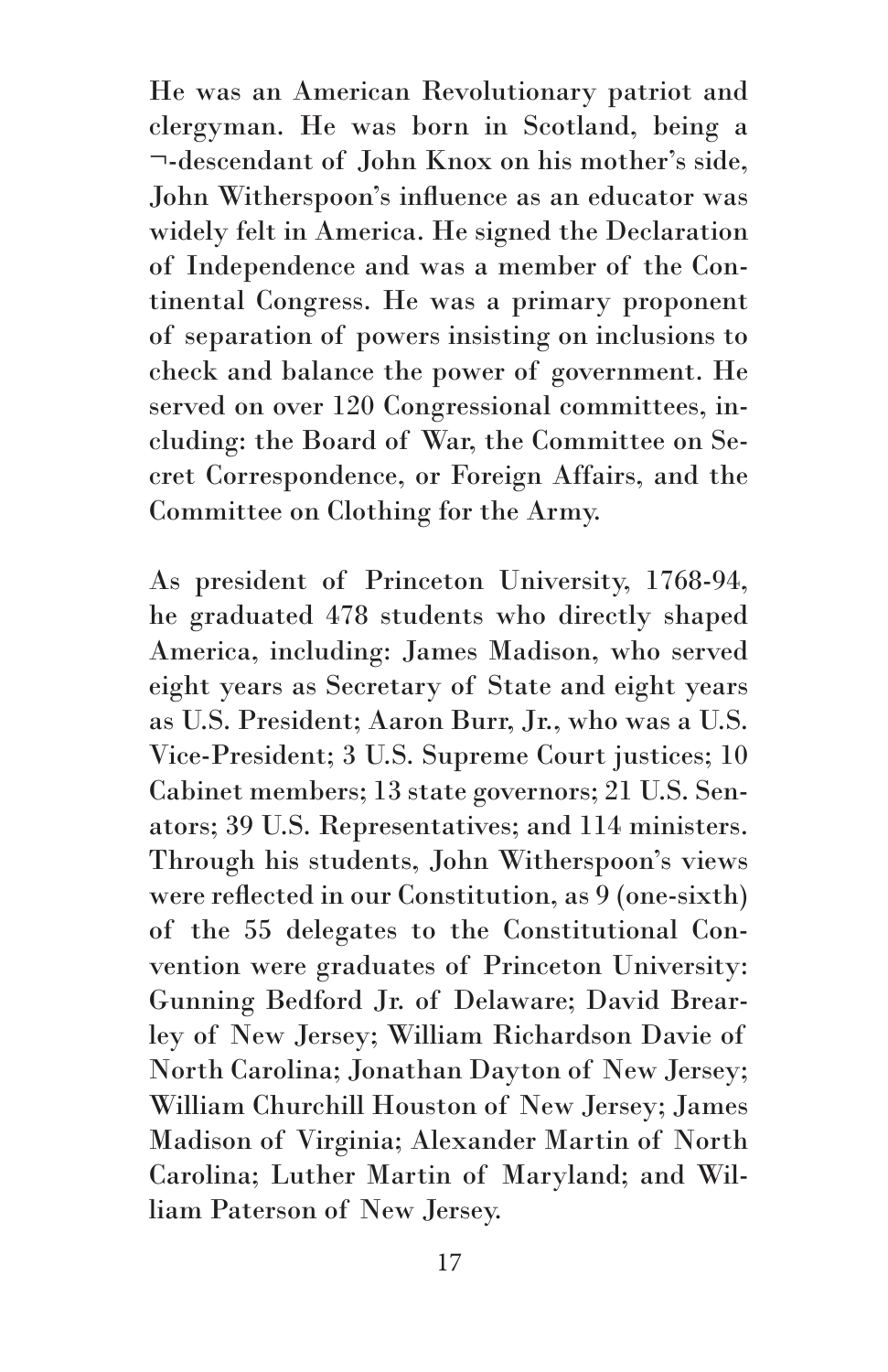He was an American Revolutionary patriot and clergyman. He was born in Scotland, being a ¬-descendant of John Knox on his mother's side, John Witherspoon's influence as an educator was widely felt in America. He signed the Declaration of Independence and was a member of the Continental Congress. He was a primary proponent of separation of powers insisting on inclusions to check and balance the power of government. He served on over 120 Congressional committees, including: the Board of War, the Committee on Secret Correspondence, or Foreign Affairs, and the Committee on Clothing for the Army.

As president of Princeton University, 1768-94, he graduated 478 students who directly shaped America, including: James Madison, who served eight years as Secretary of State and eight years as U.S. President; Aaron Burr, Jr., who was a U.S. Vice-President; 3 U.S. Supreme Court justices; 10 Cabinet members; 13 state governors; 21 U.S. Senators; 39 U.S. Representatives; and 114 ministers. Through his students, John Witherspoon's views were reflected in our Constitution, as 9 (one-sixth) of the 55 delegates to the Constitutional Convention were graduates of Princeton University: Gunning Bedford Jr. of Delaware; David Brearley of New Jersey; William Richardson Davie of North Carolina; Jonathan Dayton of New Jersey; William Churchill Houston of New Jersey; James Madison of Virginia; Alexander Martin of North Carolina; Luther Martin of Maryland; and William Paterson of New Jersey.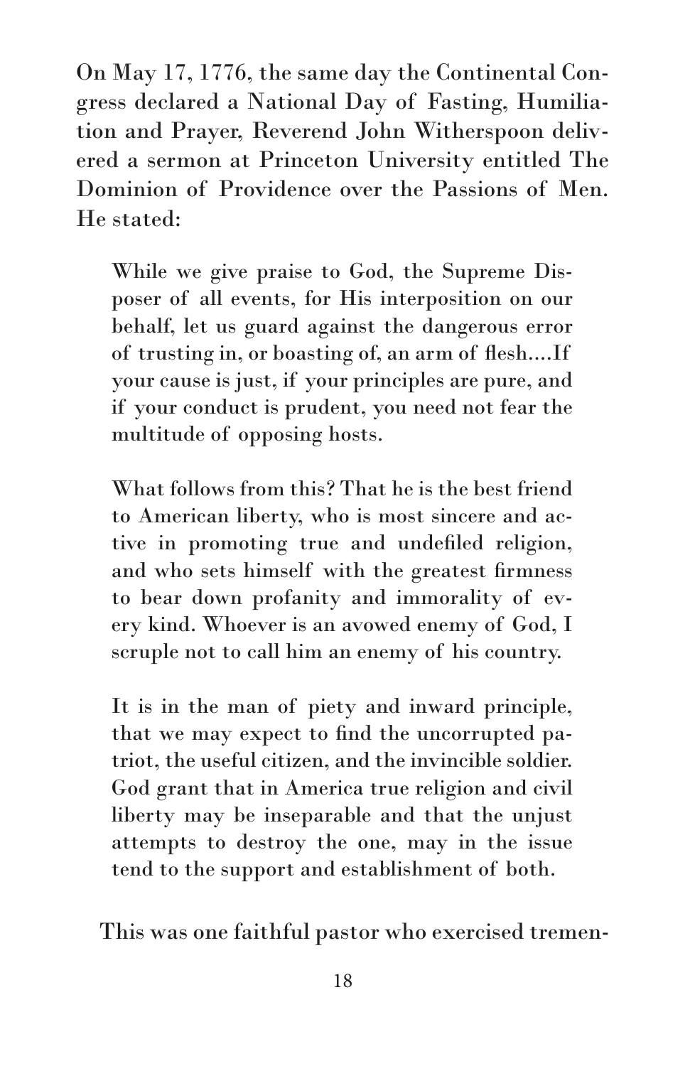On May 17, 1776, the same day the Continental Congress declared a National Day of Fasting, Humiliation and Prayer, Reverend John Witherspoon delivered a sermon at Princeton University entitled The Dominion of Providence over the Passions of Men. He stated:

> While we give praise to God, the Supreme Disposer of all events, for His interposition on our behalf, let us guard against the dangerous error of trusting in, or boasting of, an arm of flesh....If your cause is just, if your principles are pure, and if your conduct is prudent, you need not fear the multitude of opposing hosts.
>
> What follows from this? That he is the best friend to American liberty, who is most sincere and active in promoting true and undefiled religion, and who sets himself with the greatest firmness to bear down profanity and immorality of every kind. Whoever is an avowed enemy of God, I scruple not to call him an enemy of his country.
>
> It is in the man of piety and inward principle, that we may expect to find the uncorrupted patriot, the useful citizen, and the invincible soldier. God grant that in America true religion and civil liberty may be inseparable and that the unjust attempts to destroy the one, may in the issue tend to the support and establishment of both.

This was one faithful pastor who exercised tremen-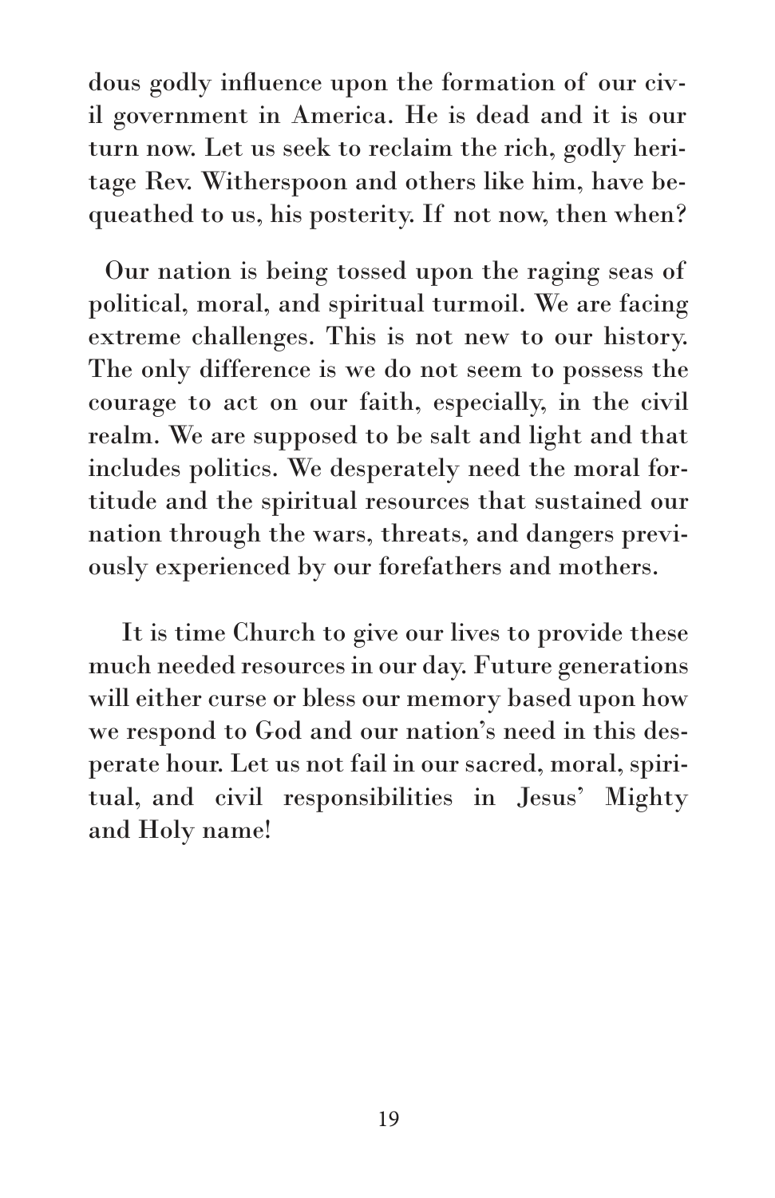dous godly influence upon the formation of our civil government in America. He is dead and it is our turn now. Let us seek to reclaim the rich, godly heritage Rev. Witherspoon and others like him, have bequeathed to us, his posterity. If not now, then when?

Our nation is being tossed upon the raging seas of political, moral, and spiritual turmoil. We are facing extreme challenges. This is not new to our history. The only difference is we do not seem to possess the courage to act on our faith, especially, in the civil realm. We are supposed to be salt and light and that includes politics. We desperately need the moral fortitude and the spiritual resources that sustained our nation through the wars, threats, and dangers previously experienced by our forefathers and mothers.

It is time Church to give our lives to provide these much needed resources in our day. Future generations will either curse or bless our memory based upon how we respond to God and our nation's need in this desperate hour. Let us not fail in our sacred, moral, spiritual, and civil responsibilities in Jesus' Mighty and Holy name!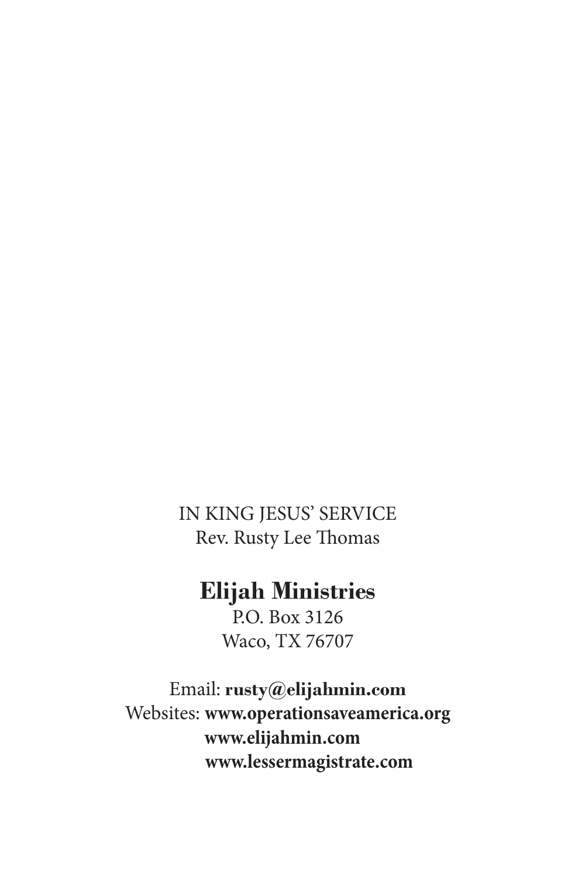IN KING JESUS' SERVICE
Rev. Rusty Lee Thomas

## Elijah Ministries

P.O. Box 3126
Waco, TX 76707

Email: **rusty@elijahmin.com**
Websites: **www.operationsaveamerica.org**
**www.elijahmin.com**
**www.lessermagistrate.com**